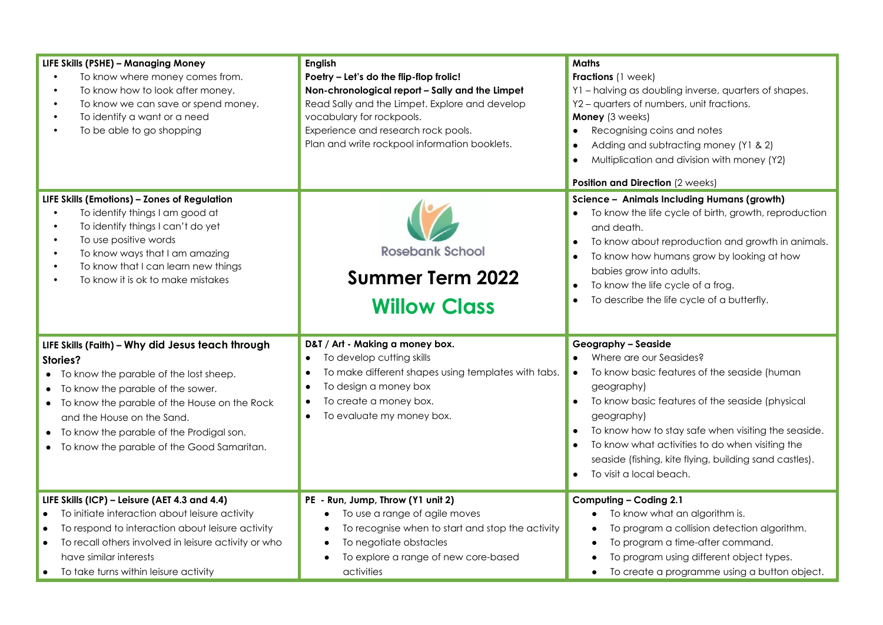# Rosebank School

# Summer Term 2022

# Willow Class

**LIFE Skills (PSHE) – Managing Money**

- To know where money comes from.
- To know how to look after money.
- To know we can save or spend money.
- To identify a want or a need
- To be able to go shopping

**English**

**Poetry – Let's do the flip-flop frolic!**

**Non-chronological report – Sally and the Limpet**

Read Sally and the Limpet. Explore and develop vocabulary for rockpools.

Experience and research rock pools.

Plan and write rockpool information booklets.

**Maths**

**Fractions** (1 week)

Y1 – halving as doubling inverse, quarters of shapes.

Y2 – quarters of numbers, unit fractions.

**Money** (3 weeks)

- Recognising coins and notes
- Adding and subtracting money (Y1 & 2)
- Multiplication and division with money (Y2)

**Position and Direction** (2 weeks)

**LIFE Skills (Emotions) – Zones of Regulation**

- To identify things I am good at
- To identify things I can't do yet
- To use positive words
- To know ways that I am amazing
- To know that I can learn new things
- To know it is ok to make mistakes

**Science – Animals Including Humans (growth)**

- To know the life cycle of birth, growth, reproduction and death.
- To know about reproduction and growth in animals.
- To know how humans grow by looking at how babies grow into adults.
- To know the life cycle of a frog.
- To describe the life cycle of a butterfly.

**LIFE Skills (Faith) – Why did Jesus teach through Stories?**

- To know the parable of the lost sheep.
- To know the parable of the sower.
- To know the parable of the House on the Rock and the House on the Sand.
- To know the parable of the Prodigal son.
- To know the parable of the Good Samaritan.

**D&T / Art - Making a money box.**

- To develop cutting skills
- To make different shapes using templates with tabs.
- To design a money box
- To create a money box.
- To evaluate my money box.

**Geography – Seaside**

- Where are our Seasides?
- To know basic features of the seaside (human geography)
- To know basic features of the seaside (physical geography)
- To know how to stay safe when visiting the seaside.
- To know what activities to do when visiting the seaside (fishing, kite flying, building sand castles).
- To visit a local beach.

**LIFE Skills (ICP) – Leisure (AET 4.3 and 4.4)**

- To initiate interaction about leisure activity
- To respond to interaction about leisure activity
- To recall others involved in leisure activity or who have similar interests
- To take turns within leisure activity

**PE - Run, Jump, Throw (Y1 unit 2)**

- To use a range of agile moves
- To recognise when to start and stop the activity
- To negotiate obstacles
- To explore a range of new core-based activities

**Computing – Coding 2.1**

- To know what an algorithm is.
- To program a collision detection algorithm.
- To program a time-after command.
- To program using different object types.
- To create a programme using a button object.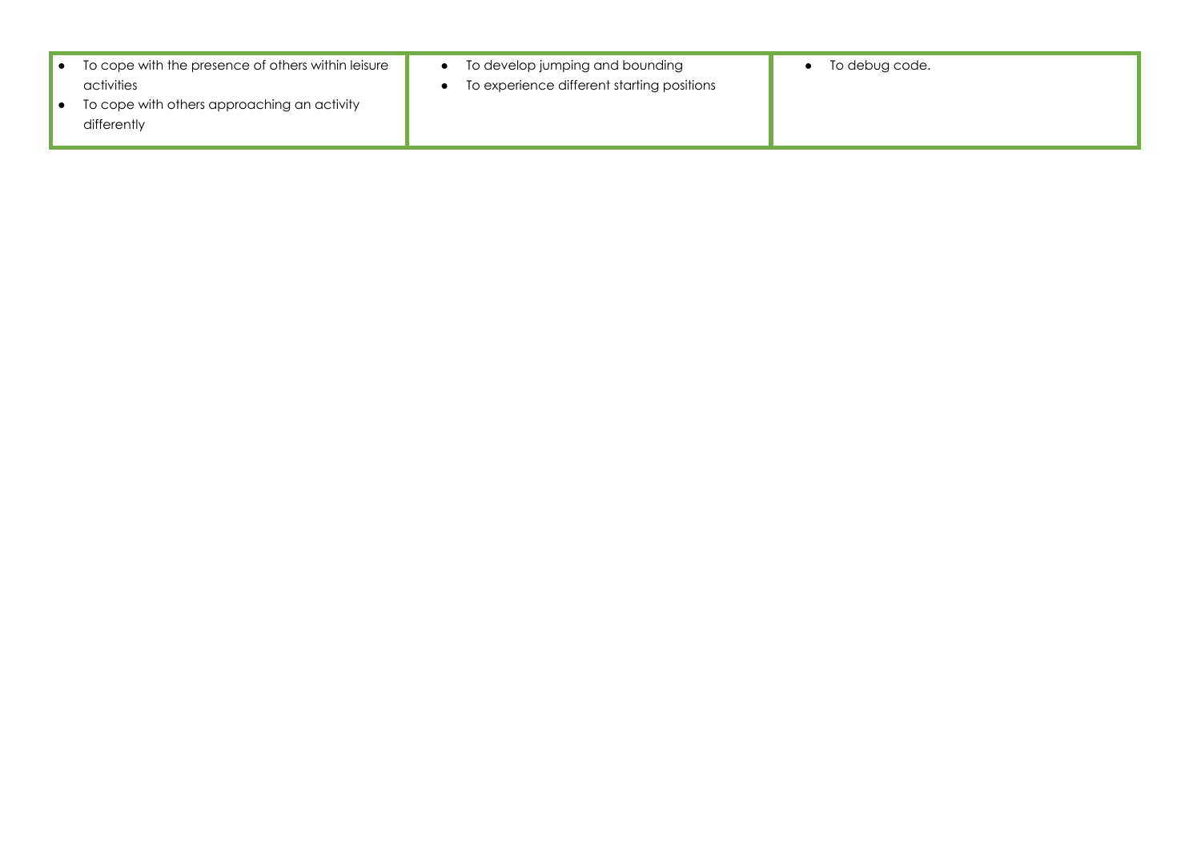| | | |
|---|---|---|
| • To cope with the presence of others within leisure activities<br>• To cope with others approaching an activity differently | • To develop jumping and bounding<br>• To experience different starting positions | • To debug code. |